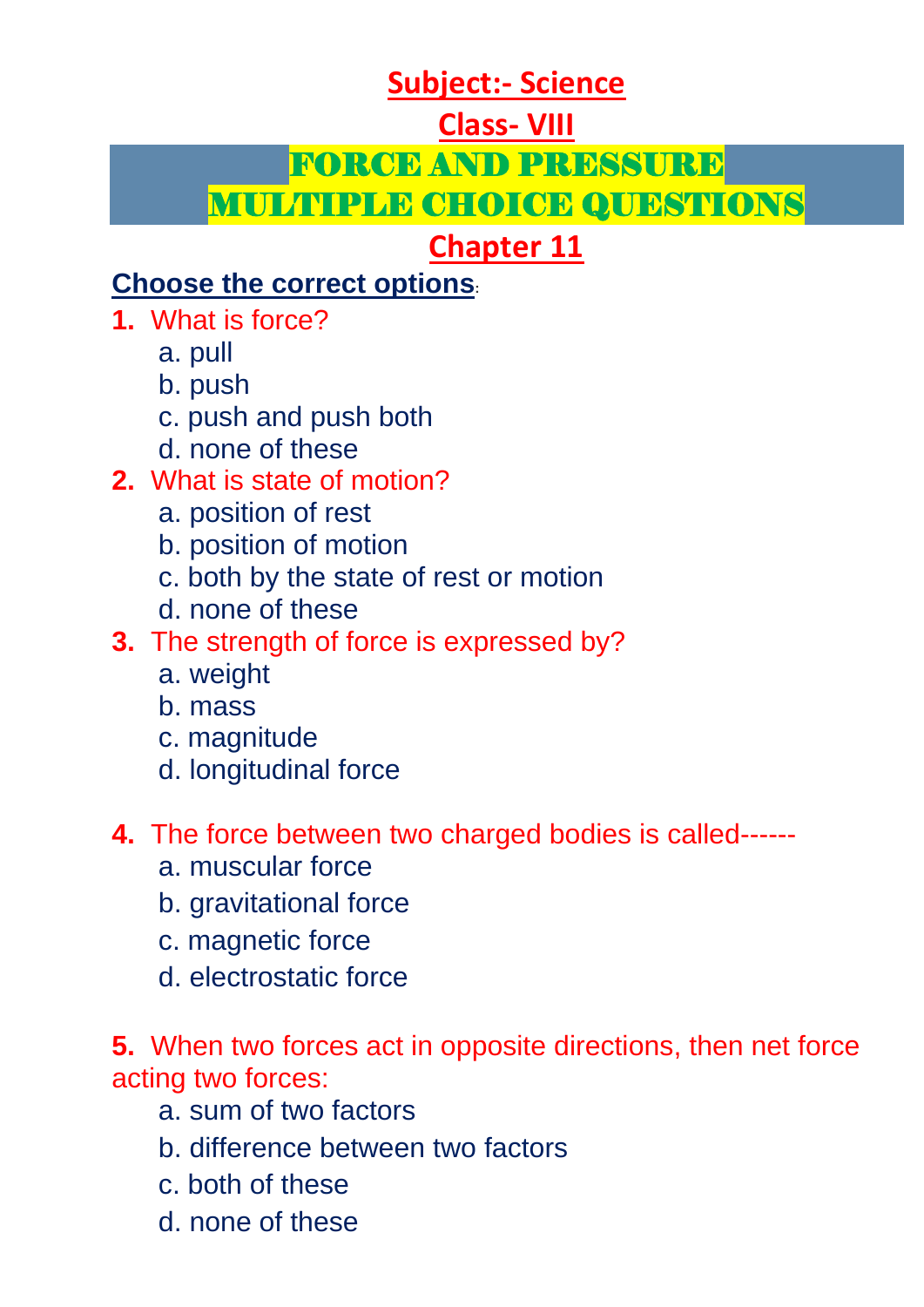# Subject:- Science

## Class- VIII

# FORCE AND PRESSURE
# MULTIPLE CHOICE QUESTIONS

## Chapter 11

**Choose the correct options**:

**1.** What is force?
   a. pull
   b. push
   c. push and push both
   d. none of these

**2.** What is state of motion?
   a. position of rest
   b. position of motion
   c. both by the state of rest or motion
   d. none of these

**3.** The strength of force is expressed by?
   a. weight
   b. mass
   c. magnitude
   d. longitudinal force

**4.** The force between two charged bodies is called------
   a. muscular force
   b. gravitational force
   c. magnetic force
   d. electrostatic force

**5.** When two forces act in opposite directions, then net force acting two forces:
   a. sum of two factors
   b. difference between two factors
   c. both of these
   d. none of these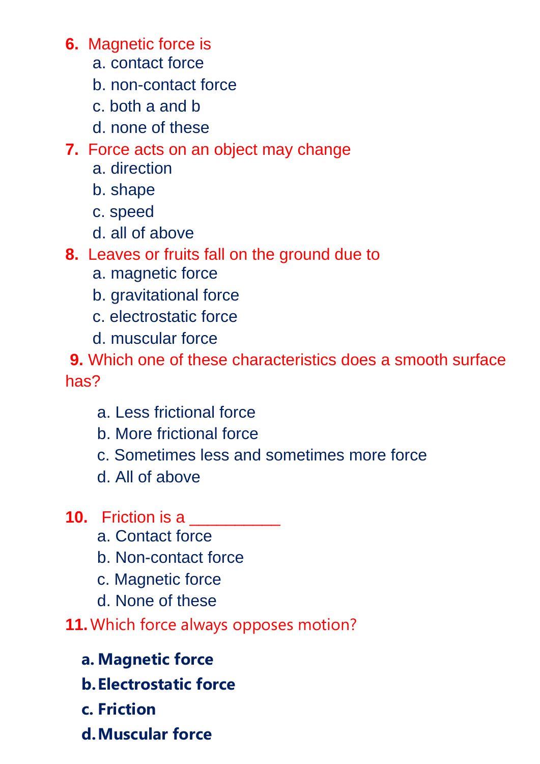**6.** Magnetic force is

a. contact force
b. non-contact force
c. both a and b
d. none of these

**7.** Force acts on an object may change

a. direction
b. shape
c. speed
d. all of above

**8.** Leaves or fruits fall on the ground due to

a. magnetic force
b. gravitational force
c. electrostatic force
d. muscular force

**9.** Which one of these characteristics does a smooth surface has?

a. Less frictional force
b. More frictional force
c. Sometimes less and sometimes more force
d. All of above

**10.** Friction is a __________

a. Contact force
b. Non-contact force
c. Magnetic force
d. None of these

**11.** Which force always opposes motion?

**a. Magnetic force**
**b. Electrostatic force**
**c. Friction**
**d. Muscular force**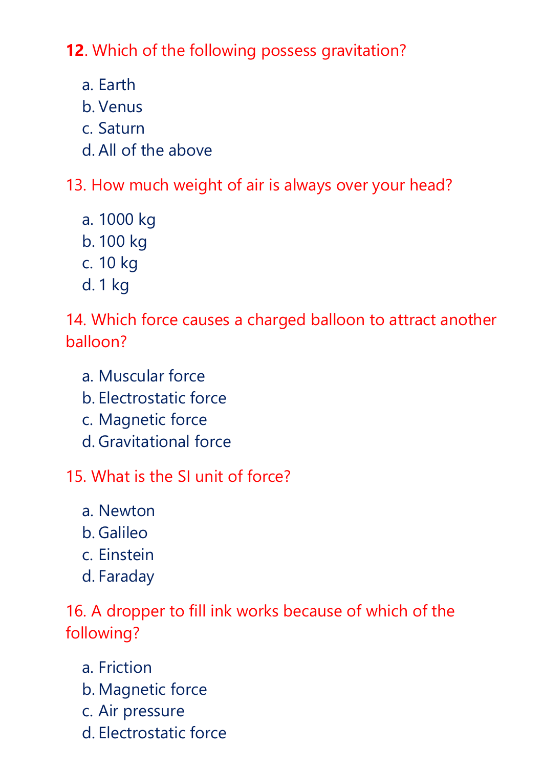**12**. Which of the following possess gravitation?

a. Earth
b. Venus
c. Saturn
d. All of the above

13. How much weight of air is always over your head?

a. 1000 kg
b. 100 kg
c. 10 kg
d. 1 kg

14. Which force causes a charged balloon to attract another balloon?

a. Muscular force
b. Electrostatic force
c. Magnetic force
d. Gravitational force

15. What is the SI unit of force?

a. Newton
b. Galileo
c. Einstein
d. Faraday

16. A dropper to fill ink works because of which of the following?

a. Friction
b. Magnetic force
c. Air pressure
d. Electrostatic force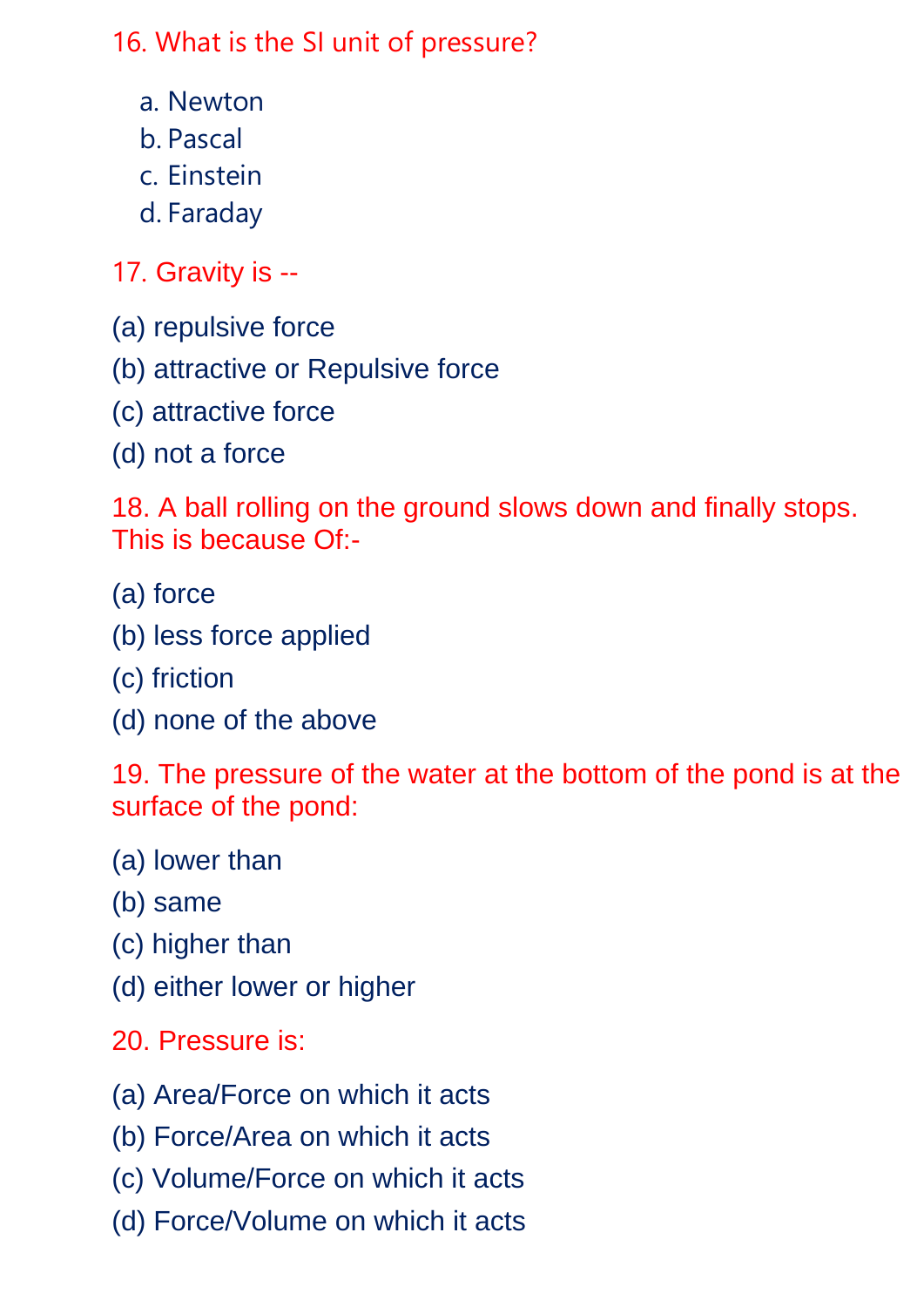16. What is the SI unit of pressure?

a. Newton
b. Pascal
c. Einstein
d. Faraday

17. Gravity is --

(a) repulsive force

(b) attractive or Repulsive force

(c) attractive force

(d) not a force

18. A ball rolling on the ground slows down and finally stops. This is because Of:-

(a) force

(b) less force applied

(c) friction

(d) none of the above

19. The pressure of the water at the bottom of the pond is at the surface of the pond:

(a) lower than

(b) same

(c) higher than

(d) either lower or higher

20. Pressure is:

(a) Area/Force on which it acts

(b) Force/Area on which it acts

(c) Volume/Force on which it acts

(d) Force/Volume on which it acts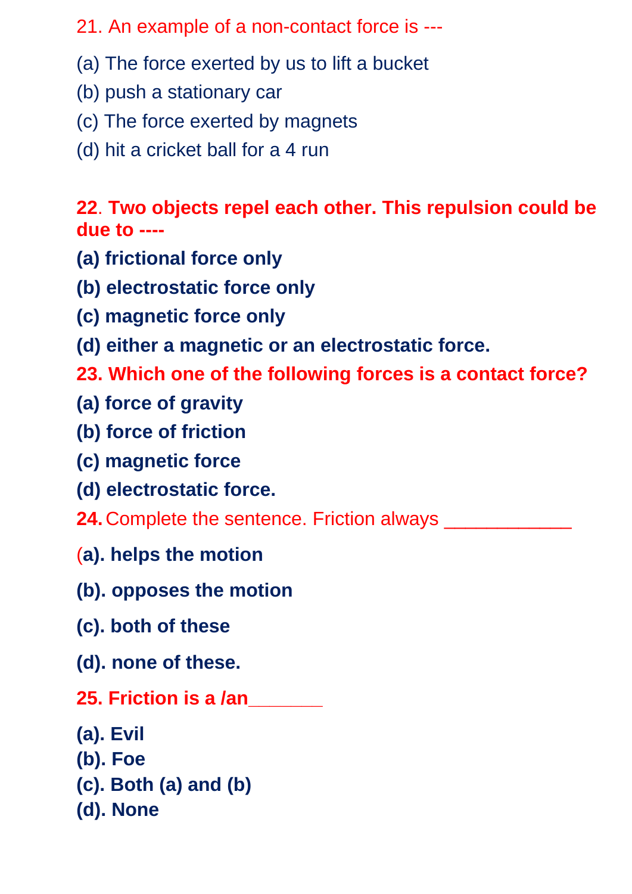21. An example of a non-contact force is ---

(a) The force exerted by us to lift a bucket

(b) push a stationary car

(c) The force exerted by magnets

(d) hit a cricket ball for a 4 run

**22. Two objects repel each other. This repulsion could be due to ----**

**(a) frictional force only**

**(b) electrostatic force only**

**(c) magnetic force only**

**(d) either a magnetic or an electrostatic force.**

**23. Which one of the following forces is a contact force?**

**(a) force of gravity**

**(b) force of friction**

**(c) magnetic force**

**(d) electrostatic force.**

**24.** Complete the sentence. Friction always ____________

**(a). helps the motion**

**(b). opposes the motion**

**(c). both of these**

**(d). none of these.**

**25. Friction is a /an_______**

**(a). Evil**
**(b). Foe**
**(c). Both (a) and (b)**
**(d). None**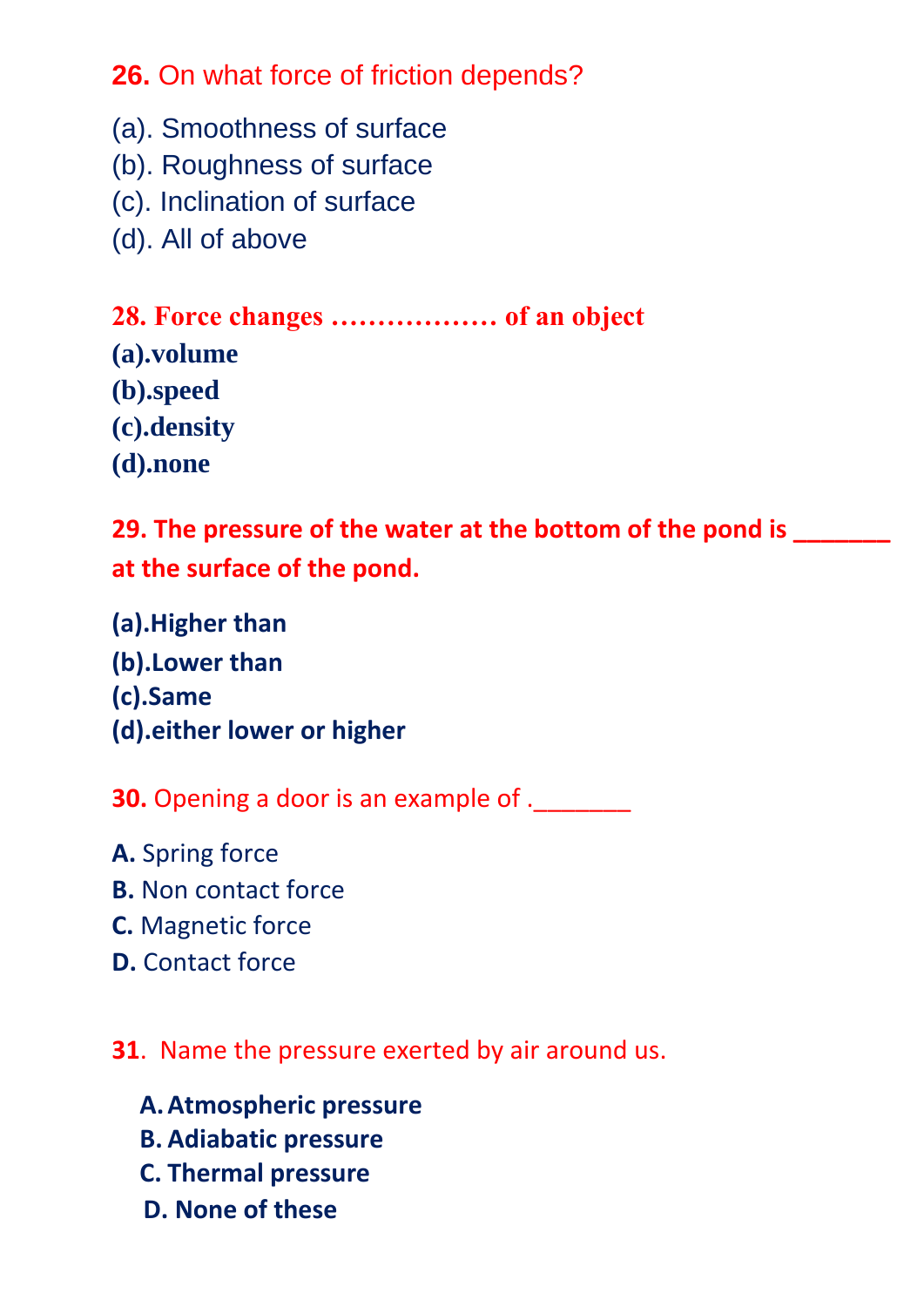**26.** On what force of friction depends?

(a). Smoothness of surface
(b). Roughness of surface
(c). Inclination of surface
(d). All of above

**28. Force changes ……………… of an object**

**(a).volume**
**(b).speed**
**(c).density**
**(d).none**

**29. The pressure of the water at the bottom of the pond is _______ at the surface of the pond.**

**(a).Higher than**
**(b).Lower than**
**(c).Same**
**(d).either lower or higher**

**30.** Opening a door is an example of ._______

**A.** Spring force
**B.** Non contact force
**C.** Magnetic force
**D.** Contact force

**31**. Name the pressure exerted by air around us.

**A. Atmospheric pressure**
**B. Adiabatic pressure**
**C. Thermal pressure**
**D. None of these**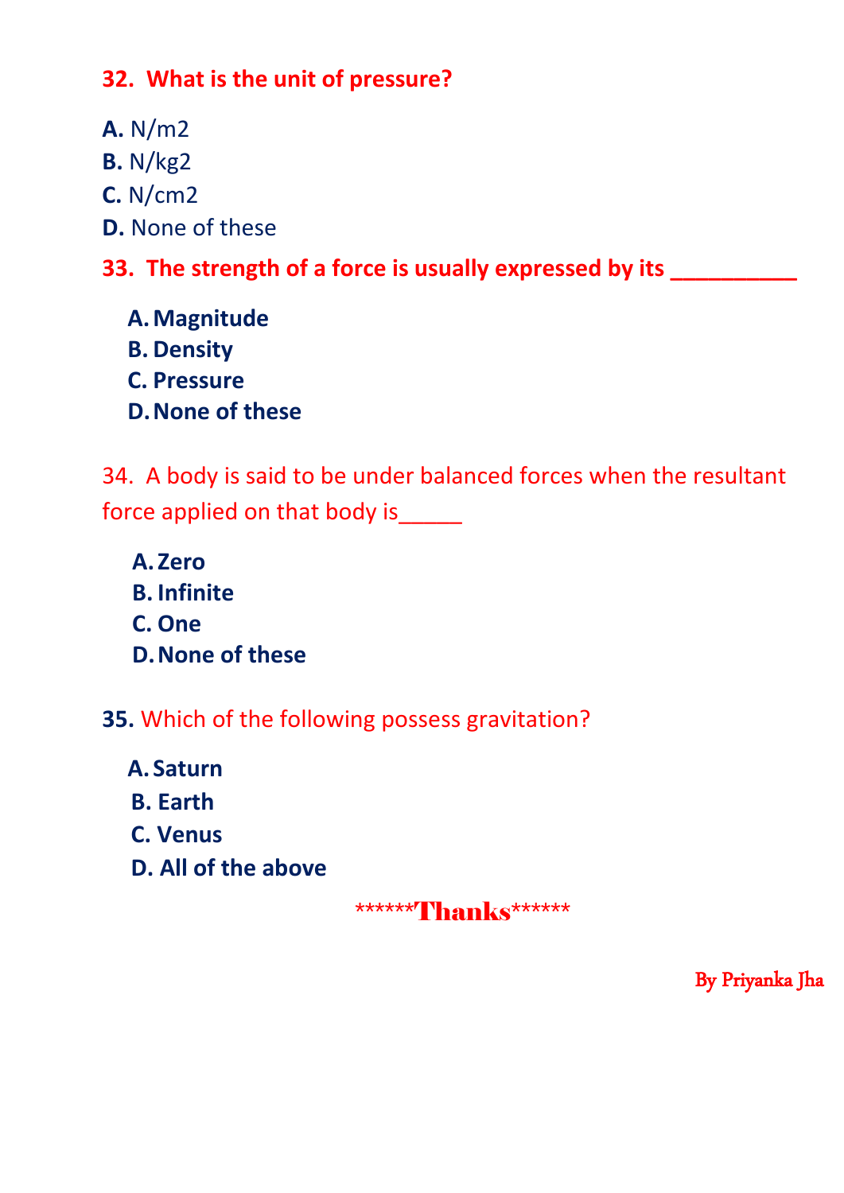**32. What is the unit of pressure?**

**A.** N/m2
**B.** N/kg2
**C.** N/cm2
**D.** None of these

**33. The strength of a force is usually expressed by its __________**

**A. Magnitude**
**B. Density**
**C. Pressure**
**D. None of these**

34. A body is said to be under balanced forces when the resultant force applied on that body is_____

**A. Zero**
**B. Infinite**
**C. One**
**D. None of these**

**35.** Which of the following possess gravitation?

**A. Saturn**
**B. Earth**
**C. Venus**
**D. All of the above**

******Thanks******

By Priyanka Jha